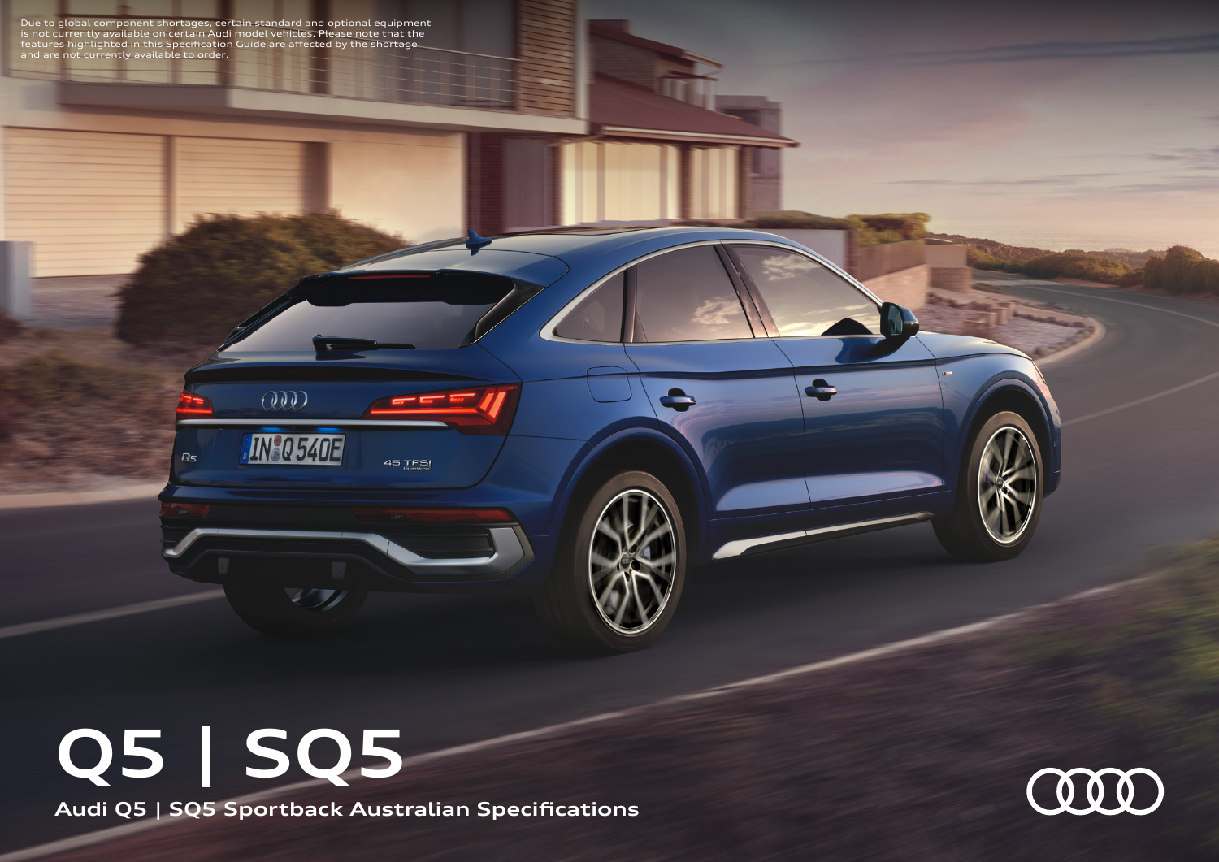Due to global component shortages, certain standard and optional equipment is not currently available on certain Audi model vehicles. Please note that the features highlighted in this Specification Guide are affected by the shortage and are not currently available to order.

# Q5 | SQ5

**Audi Q5 | SQ5 Sportback Australian Specifications**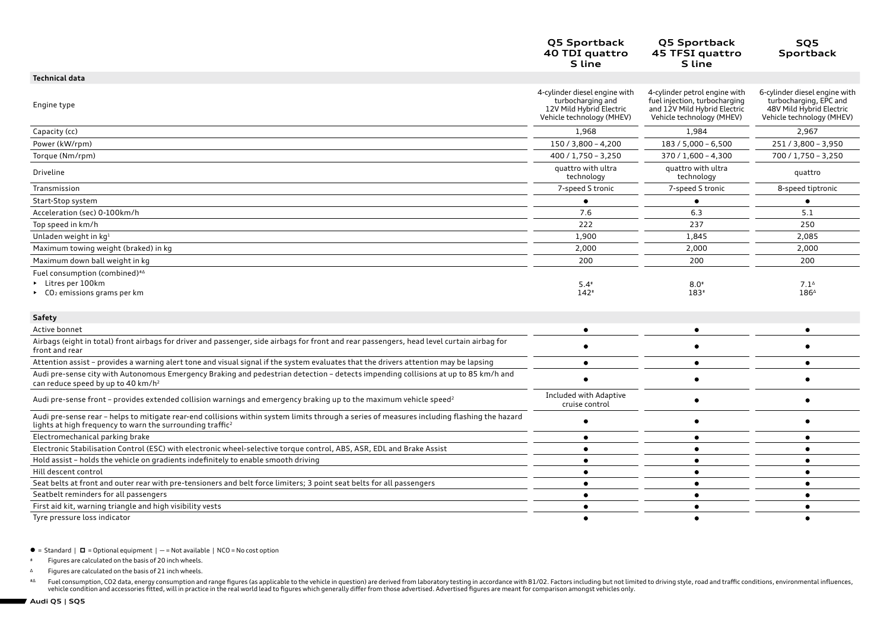| | Q5 Sportback 40 TDI quattro S line | Q5 Sportback 45 TFSI quattro S line | SQ5 Sportback |
|---|---|---|---|
| **Technical data** | | | |
| Engine type | 4-cylinder diesel engine with turbocharging and 12V Mild Hybrid Electric Vehicle technology (MHEV) | 4-cylinder petrol engine with fuel injection, turbocharging and 12V Mild Hybrid Electric Vehicle technology (MHEV) | 6-cylinder diesel engine with turbocharging, EPC and 48V Mild Hybrid Electric Vehicle technology (MHEV) |
| Capacity (cc) | 1,968 | 1,984 | 2,967 |
| Power (kW/rpm) | 150 / 3,800 – 4,200 | 183 / 5,000 – 6,500 | 251 / 3,800 – 3,950 |
| Torque (Nm/rpm) | 400 / 1,750 – 3,250 | 370 / 1,600 – 4,300 | 700 / 1,750 – 3,250 |
| Driveline | quattro with ultra technology | quattro with ultra technology | quattro |
| Transmission | 7-speed S tronic | 7-speed S tronic | 8-speed tiptronic |
| Start-Stop system | ● | ● | ● |
| Acceleration (sec) 0-100km/h | 7.6 | 6.3 | 5.1 |
| Top speed in km/h | 222 | 237 | 250 |
| Unladen weight in kg[1] | 1,900 | 1,845 | 2,085 |
| Maximum towing weight (braked) in kg | 2,000 | 2,000 | 2,000 |
| Maximum down ball weight in kg | 200 | 200 | 200 |
| Fuel consumption (combined)[#Δ] ▸ Litres per 100km ▸ $CO_2$ emissions grams per km | 5.4[#] 142[#] | 8.0[#] 183[#] | 7.1[Δ] 186[Δ] |
| **Safety** | | | |
| Active bonnet | ● | ● | ● |
| Airbags (eight in total) front airbags for driver and passenger, side airbags for front and rear passengers, head level curtain airbag for front and rear | ● | ● | ● |
| Attention assist – provides a warning alert tone and visual signal if the system evaluates that the drivers attention may be lapsing | ● | ● | ● |
| Audi pre-sense city with Autonomous Emergency Braking and pedestrian detection – detects impending collisions at up to 85 km/h and can reduce speed by up to 40 km/h[2] | ● | ● | ● |
| Audi pre-sense front – provides extended collision warnings and emergency braking up to the maximum vehicle speed[2] | Included with Adaptive cruise control | ● | ● |
| Audi pre-sense rear – helps to mitigate rear-end collisions within system limits through a series of measures including flashing the hazard lights at high frequency to warn the surrounding traffic[2] | ● | ● | ● |
| Electromechanical parking brake | ● | ● | ● |
| Electronic Stabilisation Control (ESC) with electronic wheel-selective torque control, ABS, ASR, EDL and Brake Assist | ● | ● | ● |
| Hold assist – holds the vehicle on gradients indefinitely to enable smooth driving | ● | ● | ● |
| Hill descent control | ● | ● | ● |
| Seat belts at front and outer rear with pre-tensioners and belt force limiters; 3 point seat belts for all passengers | ● | ● | ● |
| Seatbelt reminders for all passengers | ● | ● | ● |
| First aid kit, warning triangle and high visibility vests | ● | ● | ● |
| Tyre pressure loss indicator | ● | ● | ● |

● = Standard | ◻ = Optional equipment | — = Not available | NCO = No cost option

[#] Figures are calculated on the basis of 20 inch wheels.

[Δ] Figures are calculated on the basis of 21 inch wheels.

[#Δ] Fuel consumption, CO2 data, energy consumption and range figures (as applicable to the vehicle in question) are derived from laboratory testing in accordance with 81/02. Factors including but not limited to driving style, road and traffic conditions, environmental influences, vehicle condition and accessories fitted, will in practice in the real world lead to figures which generally differ from those advertised. Advertised figures are meant for comparison amongst vehicles only.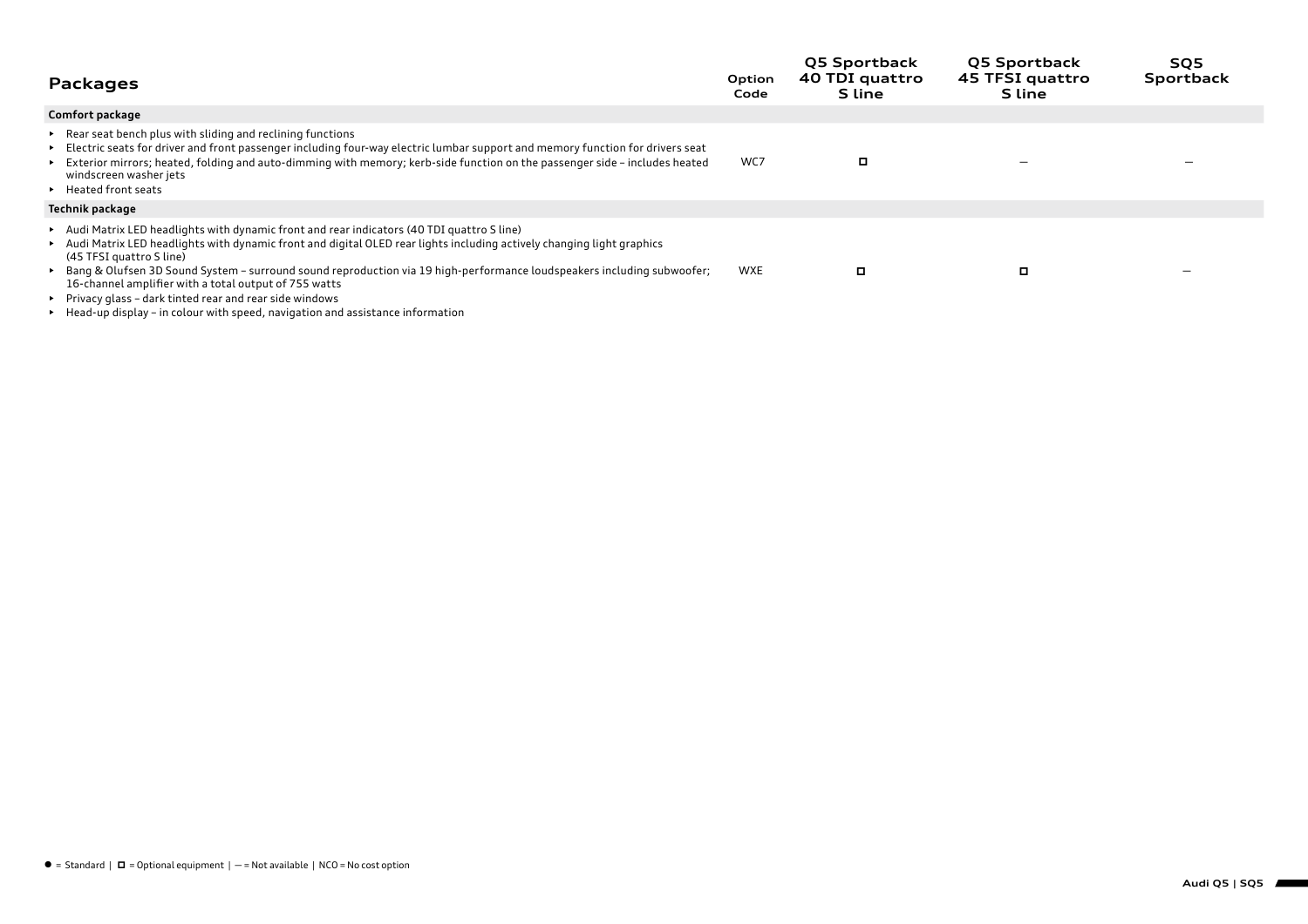| Packages | Option Code | Q5 Sportback 40 TDI quattro S line | Q5 Sportback 45 TFSI quattro S line | SQ5 Sportback |
|---|---|---|---|---|
| **Comfort package** | | | | |
| ▸ Rear seat bench plus with sliding and reclining functions<br>▸ Electric seats for driver and front passenger including four-way electric lumbar support and memory function for drivers seat<br>▸ Exterior mirrors; heated, folding and auto-dimming with memory; kerb-side function on the passenger side – includes heated windscreen washer jets<br>▸ Heated front seats | WC7 | ◻ | – | – |
| **Technik package** | | | | |
| ▸ Audi Matrix LED headlights with dynamic front and rear indicators (40 TDI quattro S line)<br>▸ Audi Matrix LED headlights with dynamic front and digital OLED rear lights including actively changing light graphics (45 TFSI quattro S line)<br>▸ Bang & Olufsen 3D Sound System – surround sound reproduction via 19 high-performance loudspeakers including subwoofer; 16-channel amplifier with a total output of 755 watts<br>▸ Privacy glass – dark tinted rear and rear side windows<br>▸ Head-up display – in colour with speed, navigation and assistance information | WXE | ◻ | ◻ | – |

● = Standard | ◻ = Optional equipment | – = Not available | NCO = No cost option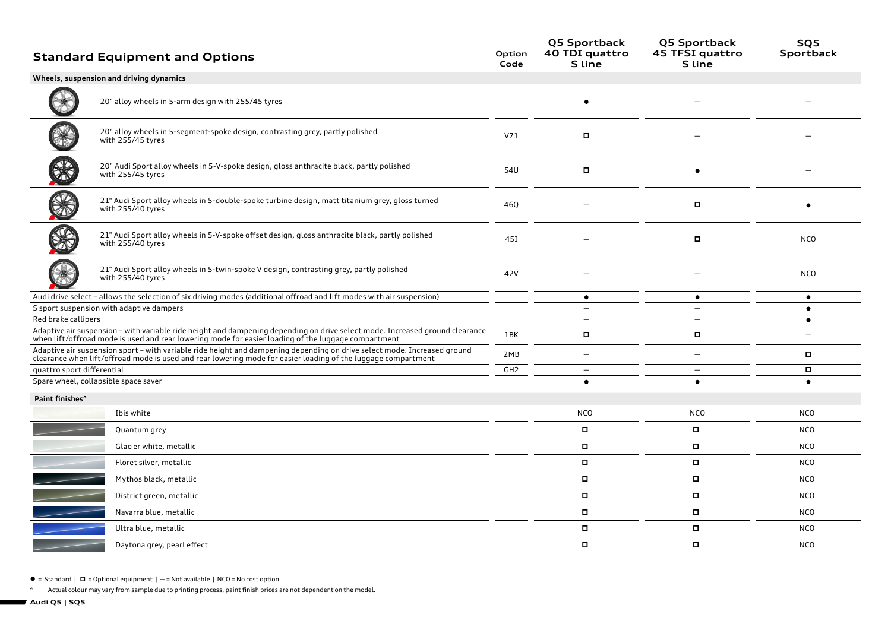## Standard Equipment and Options

| Standard Equipment and Options | Option Code | Q5 Sportback 40 TDI quattro S line | Q5 Sportback 45 TFSI quattro S line | SQ5 Sportback |
|---|---|---|---|---|
| **Wheels, suspension and driving dynamics** | | | | |
| 20" alloy wheels in 5-arm design with 255/45 tyres | | ● | – | – |
| 20" alloy wheels in 5-segment-spoke design, contrasting grey, partly polished with 255/45 tyres | V71 | ◘ | – | – |
| 20" Audi Sport alloy wheels in 5-V-spoke design, gloss anthracite black, partly polished with 255/45 tyres | 54U | ◘ | ● | – |
| 21" Audi Sport alloy wheels in 5-double-spoke turbine design, matt titanium grey, gloss turned with 255/40 tyres | 46Q | – | ◘ | ● |
| 21" Audi Sport alloy wheels in 5-V-spoke offset design, gloss anthracite black, partly polished with 255/40 tyres | 45I | – | ◘ | NCO |
| 21" Audi Sport alloy wheels in 5-twin-spoke V design, contrasting grey, partly polished with 255/40 tyres | 42V | – | – | NCO |
| Audi drive select – allows the selection of six driving modes (additional offroad and lift modes with air suspension) | | ● | ● | ● |
| S sport suspension with adaptive dampers | | – | – | ● |
| Red brake callipers | | – | – | ● |
| Adaptive air suspension – with variable ride height and dampening depending on drive select mode. Increased ground clearance when lift/offroad mode is used and rear lowering mode for easier loading of the luggage compartment | 1BK | ◘ | ◘ | – |
| Adaptive air suspension sport – with variable ride height and dampening depending on drive select mode. Increased ground clearance when lift/offroad mode is used and rear lowering mode for easier loading of the luggage compartment | 2MB | – | – | ◘ |
| quattro sport differential | GH2 | – | – | ◘ |
| Spare wheel, collapsible space saver | | ● | ● | ● |
| **Paint finishes^** | | | | |
| Ibis white | | NCO | NCO | NCO |
| Quantum grey | | ◘ | ◘ | NCO |
| Glacier white, metallic | | ◘ | ◘ | NCO |
| Floret silver, metallic | | ◘ | ◘ | NCO |
| Mythos black, metallic | | ◘ | ◘ | NCO |
| District green, metallic | | ◘ | ◘ | NCO |
| Navarra blue, metallic | | ◘ | ◘ | NCO |
| Ultra blue, metallic | | ◘ | ◘ | NCO |
| Daytona grey, pearl effect | | ◘ | ◘ | NCO |

● = Standard | ◘ = Optional equipment | – = Not available | NCO = No cost option

^ Actual colour may vary from sample due to printing process, paint finish prices are not dependent on the model.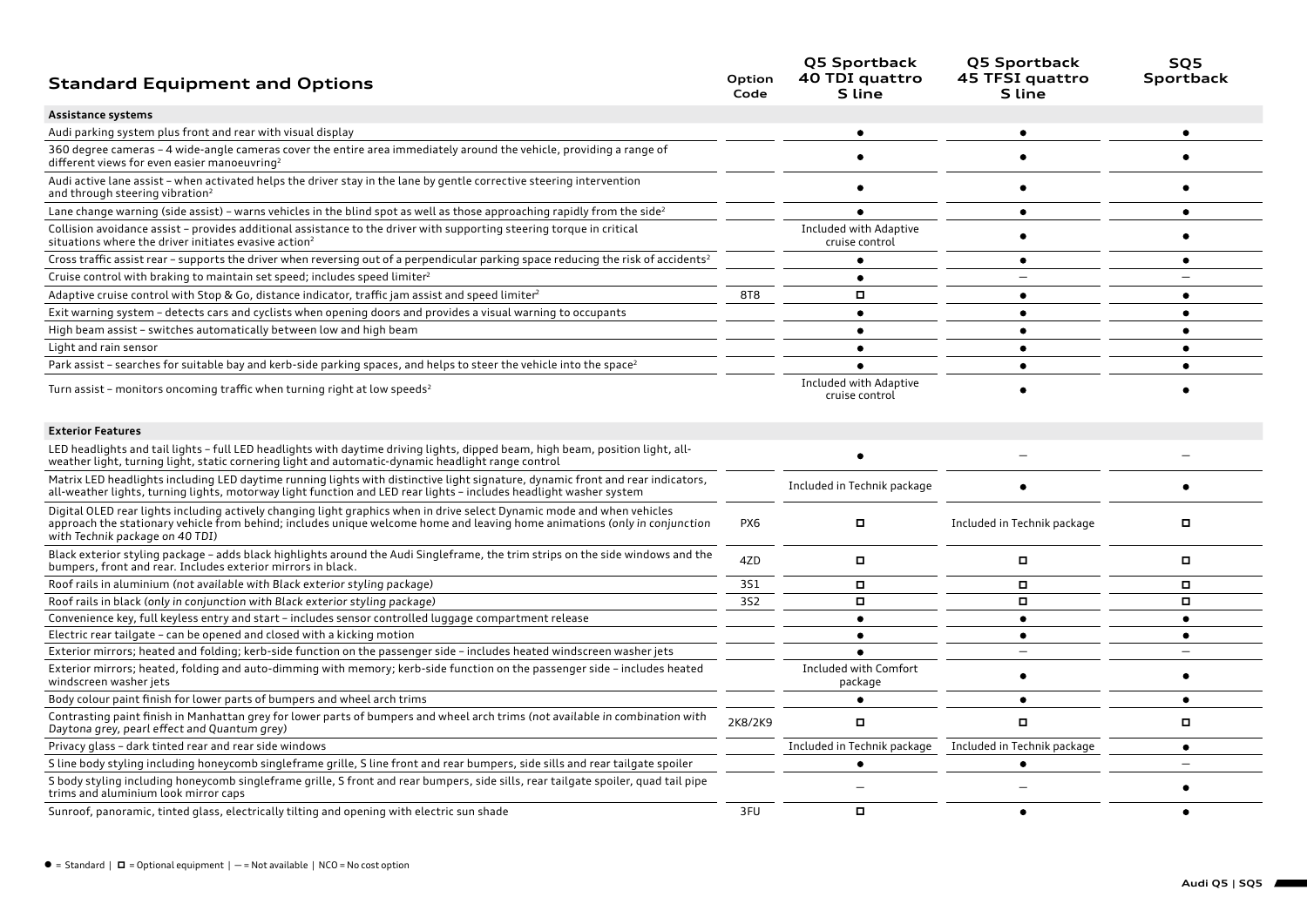# Standard Equipment and Options

| Standard Equipment and Options | Option Code | Q5 Sportback 40 TDI quattro S line | Q5 Sportback 45 TFSI quattro S line | SQ5 Sportback |
|---|---|---|---|---|
| **Assistance systems** | | | | |
| Audi parking system plus front and rear with visual display | | ● | ● | ● |
| 360 degree cameras – 4 wide-angle cameras cover the entire area immediately around the vehicle, providing a range of different views for even easier manoeuvring[2] | | ● | ● | ● |
| Audi active lane assist – when activated helps the driver stay in the lane by gentle corrective steering intervention and through steering vibration[2] | | ● | ● | ● |
| Lane change warning (side assist) – warns vehicles in the blind spot as well as those approaching rapidly from the side[2] | | ● | ● | ● |
| Collision avoidance assist – provides additional assistance to the driver with supporting steering torque in critical situations where the driver initiates evasive action[2] | | Included with Adaptive cruise control | ● | ● |
| Cross traffic assist rear – supports the driver when reversing out of a perpendicular parking space reducing the risk of accidents[2] | | ● | ● | ● |
| Cruise control with braking to maintain set speed; includes speed limiter[2] | | ● | – | – |
| Adaptive cruise control with Stop & Go, distance indicator, traffic jam assist and speed limiter[2] | 8T8 | □ | ● | ● |
| Exit warning system – detects cars and cyclists when opening doors and provides a visual warning to occupants | | ● | ● | ● |
| High beam assist – switches automatically between low and high beam | | ● | ● | ● |
| Light and rain sensor | | ● | ● | ● |
| Park assist – searches for suitable bay and kerb-side parking spaces, and helps to steer the vehicle into the space[2] | | ● | ● | ● |
| Turn assist – monitors oncoming traffic when turning right at low speeds[2] | | Included with Adaptive cruise control | ● | ● |
| **Exterior Features** | | | | |
| LED headlights and tail lights – full LED headlights with daytime driving lights, dipped beam, high beam, position light, all-weather light, turning light, static cornering light and automatic-dynamic headlight range control | | ● | – | – |
| Matrix LED headlights including LED daytime running lights with distinctive light signature, dynamic front and rear indicators, all-weather lights, turning lights, motorway light function and LED rear lights – includes headlight washer system | | Included in Technik package | ● | ● |
| Digital OLED rear lights including actively changing light graphics when in drive select Dynamic mode and when vehicles approach the stationary vehicle from behind; includes unique welcome home and leaving home animations *(only in conjunction with Technik package on 40 TDI)* | PX6 | □ | Included in Technik package | □ |
| Black exterior styling package – adds black highlights around the Audi Singleframe, the trim strips on the side windows and the bumpers, front and rear. Includes exterior mirrors in black. | 4ZD | □ | □ | □ |
| Roof rails in aluminium *(not available with Black exterior styling package)* | 3S1 | □ | □ | □ |
| Roof rails in black *(only in conjunction with Black exterior styling package)* | 3S2 | □ | □ | □ |
| Convenience key, full keyless entry and start – includes sensor controlled luggage compartment release | | ● | ● | ● |
| Electric rear tailgate – can be opened and closed with a kicking motion | | ● | ● | ● |
| Exterior mirrors; heated and folding; kerb-side function on the passenger side – includes heated windscreen washer jets | | ● | – | – |
| Exterior mirrors; heated, folding and auto-dimming with memory; kerb-side function on the passenger side – includes heated windscreen washer jets | | Included with Comfort package | ● | ● |
| Body colour paint finish for lower parts of bumpers and wheel arch trims | | ● | ● | ● |
| Contrasting paint finish in Manhattan grey for lower parts of bumpers and wheel arch trims *(not available in combination with Daytona grey, pearl effect and Quantum grey)* | 2K8/2K9 | □ | □ | □ |
| Privacy glass – dark tinted rear and rear side windows | | Included in Technik package | Included in Technik package | ● |
| S line body styling including honeycomb singleframe grille, S line front and rear bumpers, side sills and rear tailgate spoiler | | ● | ● | – |
| S body styling including honeycomb singleframe grille, S front and rear bumpers, side sills, rear tailgate spoiler, quad tail pipe trims and aluminium look mirror caps | | – | – | ● |
| Sunroof, panoramic, tinted glass, electrically tilting and opening with electric sun shade | 3FU | □ | ● | ● |

● = Standard | □ = Optional equipment | – = Not available | NCO = No cost option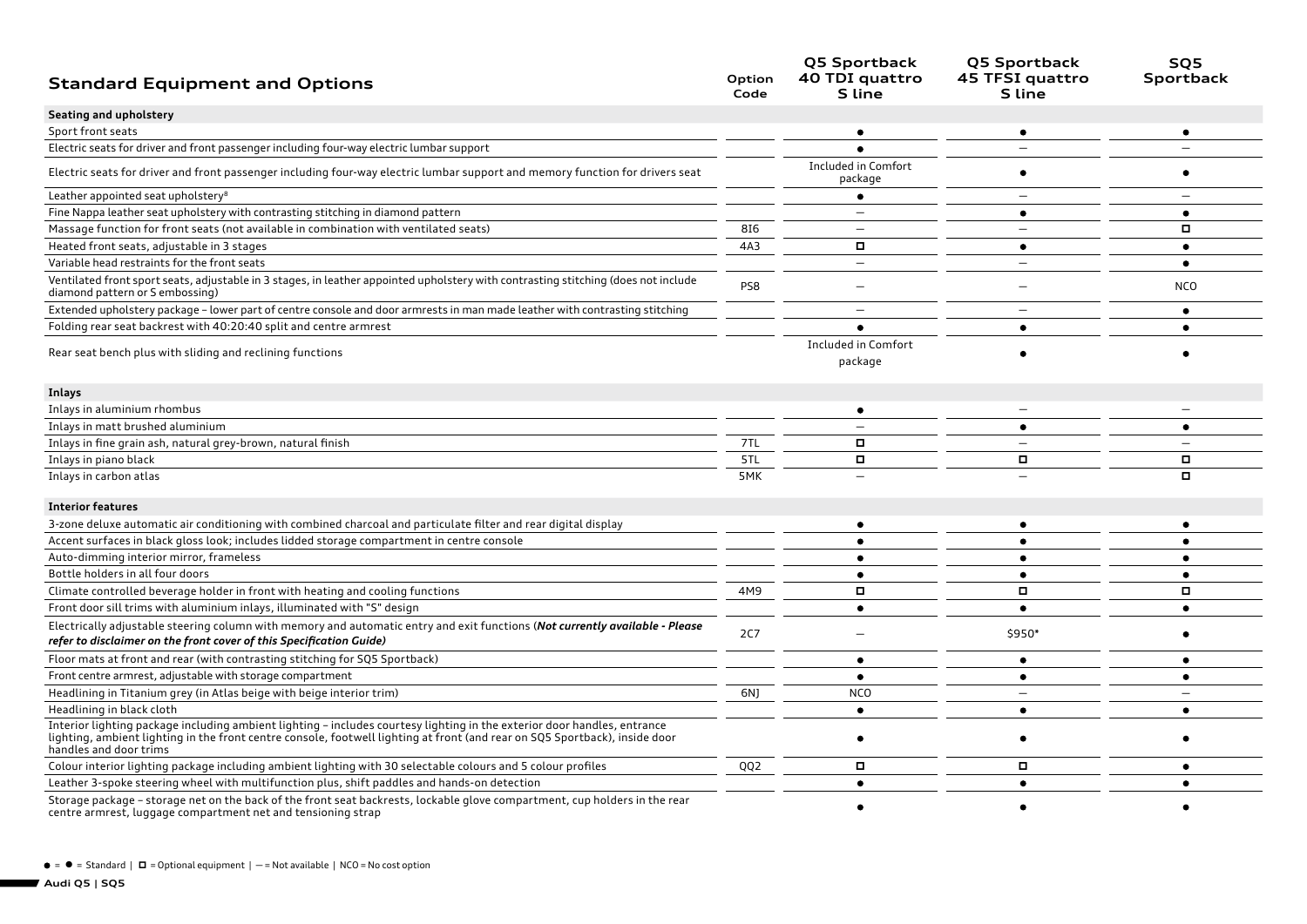| Standard Equipment and Options | Option Code | Q5 Sportback 40 TDI quattro S line | Q5 Sportback 45 TFSI quattro S line | SQ5 Sportback |
|---|---|---|---|---|
| **Seating and upholstery** | | | | |
| Sport front seats | | ● | ● | ● |
| Electric seats for driver and front passenger including four-way electric lumbar support | | ● | – | – |
| Electric seats for driver and front passenger including four-way electric lumbar support and memory function for drivers seat | | Included in Comfort package | ● | ● |
| Leather appointed seat upholstery[8] | | ● | – | – |
| Fine Nappa leather seat upholstery with contrasting stitching in diamond pattern | | – | ● | ● |
| Massage function for front seats (not available in combination with ventilated seats) | 8I6 | – | – | ☐ |
| Heated front seats, adjustable in 3 stages | 4A3 | ☐ | ● | ● |
| Variable head restraints for the front seats | | – | – | ● |
| Ventilated front sport seats, adjustable in 3 stages, in leather appointed upholstery with contrasting stitching (does not include diamond pattern or S embossing) | PS8 | – | – | NCO |
| Extended upholstery package – lower part of centre console and door armrests in man made leather with contrasting stitching | | – | – | ● |
| Folding rear seat backrest with 40:20:40 split and centre armrest | | ● | ● | ● |
| Rear seat bench plus with sliding and reclining functions | | Included in Comfort package | ● | ● |
| **Inlays** | | | | |
| Inlays in aluminium rhombus | | ● | – | – |
| Inlays in matt brushed aluminium | | – | ● | ● |
| Inlays in fine grain ash, natural grey-brown, natural finish | 7TL | ☐ | – | – |
| Inlays in piano black | 5TL | ☐ | ☐ | ☐ |
| Inlays in carbon atlas | 5MK | – | – | ☐ |
| **Interior features** | | | | |
| 3-zone deluxe automatic air conditioning with combined charcoal and particulate filter and rear digital display | | ● | ● | ● |
| Accent surfaces in black gloss look; includes lidded storage compartment in centre console | | ● | ● | ● |
| Auto-dimming interior mirror, frameless | | ● | ● | ● |
| Bottle holders in all four doors | | ● | ● | ● |
| Climate controlled beverage holder in front with heating and cooling functions | 4M9 | ☐ | ☐ | ☐ |
| Front door sill trims with aluminium inlays, illuminated with "S" design | | ● | ● | ● |
| Electrically adjustable steering column with memory and automatic entry and exit functions (***Not currently available - Please refer to disclaimer on the front cover of this Specification Guide)*** | 2C7 | – | $950* | ● |
| Floor mats at front and rear (with contrasting stitching for SQ5 Sportback) | | ● | ● | ● |
| Front centre armrest, adjustable with storage compartment | | ● | ● | ● |
| Headlining in Titanium grey (in Atlas beige with beige interior trim) | 6NJ | NCO | – | – |
| Headlining in black cloth | | ● | ● | ● |
| Interior lighting package including ambient lighting – includes courtesy lighting in the exterior door handles, entrance lighting, ambient lighting in the front centre console, footwell lighting at front (and rear on SQ5 Sportback), inside door handles and door trims | | ● | ● | ● |
| Colour interior lighting package including ambient lighting with 30 selectable colours and 5 colour profiles | QQ2 | ☐ | ☐ | ● |
| Leather 3-spoke steering wheel with multifunction plus, shift paddles and hands-on detection | | ● | ● | ● |
| Storage package – storage net on the back of the front seat backrests, lockable glove compartment, cup holders in the rear centre armrest, luggage compartment net and tensioning strap | | ● | ● | ● |

● = ● = Standard | ☐ = Optional equipment | – = Not available | NCO = No cost option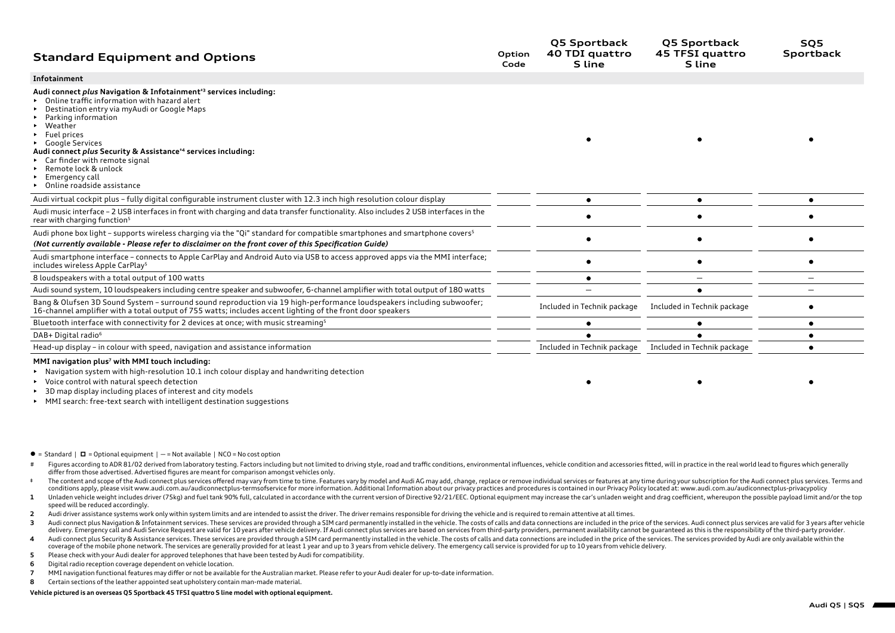| Standard Equipment and Options | Option Code | Q5 Sportback 40 TDI quattro S line | Q5 Sportback 45 TFSI quattro S line | SQ5 Sportback |
|---|---|---|---|---|
| **Infotainment** | | | | |
| **Audi connect *plus* Navigation & Infotainment[‡3] services including:**<br>▸ Online traffic information with hazard alert<br>▸ Destination entry via myAudi or Google Maps<br>▸ Parking information<br>▸ Weather<br>▸ Fuel prices<br>▸ Google Services<br>**Audi connect *plus* Security & Assistance[‡4] services including:**<br>▸ Car finder with remote signal<br>▸ Remote lock & unlock<br>▸ Emergency call<br>▸ Online roadside assistance | | ● | ● | ● |
| Audi virtual cockpit plus – fully digital configurable instrument cluster with 12.3 inch high resolution colour display | | ● | ● | ● |
| Audi music interface – 2 USB interfaces in front with charging and data transfer functionality. Also includes 2 USB interfaces in the rear with charging function[5] | | ● | ● | ● |
| Audi phone box light – supports wireless charging via the "Qi" standard for compatible smartphones and smartphone covers[5]<br>***(Not currently available - Please refer to disclaimer on the front cover of this Specification Guide)*** | | ● | ● | ● |
| Audi smartphone interface – connects to Apple CarPlay and Android Auto via USB to access approved apps via the MMI interface; includes wireless Apple CarPlay[5] | | ● | ● | ● |
| 8 loudspeakers with a total output of 100 watts | | ● | – | – |
| Audi sound system, 10 loudspeakers including centre speaker and subwoofer, 6-channel amplifier with total output of 180 watts | | – | ● | – |
| Bang & Olufsen 3D Sound System – surround sound reproduction via 19 high-performance loudspeakers including subwoofer; 16-channel amplifier with a total output of 755 watts; includes accent lighting of the front door speakers | | Included in Technik package | Included in Technik package | ● |
| Bluetooth interface with connectivity for 2 devices at once; with music streaming[5] | | ● | ● | ● |
| DAB+ Digital radio[6] | | ● | ● | ● |
| Head-up display – in colour with speed, navigation and assistance information | | Included in Technik package | Included in Technik package | ● |
| **MMI navigation plus[7] with MMI touch including:**<br>▸ Navigation system with high-resolution 10.1 inch colour display and handwriting detection<br>▸ Voice control with natural speech detection<br>▸ 3D map display including places of interest and city models<br>▸ MMI search: free-text search with intelligent destination suggestions | | ● | ● | ● |

● = Standard | ◻ = Optional equipment | – = Not available | NCO = No cost option

- \# Figures according to ADR 81/02 derived from laboratory testing. Factors including but not limited to driving style, road and traffic conditions, environmental influences, vehicle condition and accessories fitted, will in practice in the real world lead to figures which generally differ from those advertised. Advertised figures are meant for comparison amongst vehicles only.
- ‡ The content and scope of the Audi connect plus services offered may vary from time to time. Features vary by model and Audi AG may add, change, replace or remove individual services or features at any time during your subscription for the Audi connect plus services. Terms and conditions apply, please visit www.audi.com.au/audiconnectplus-termsofservice for more information. Additional Information about our privacy practices and procedures is contained in our Privacy Policy located at: www.audi.com.au/audiconnectplus-privacypolicy
- **1** Unladen vehicle weight includes driver (75kg) and fuel tank 90% full, calculated in accordance with the current version of Directive 92/21/EEC. Optional equipment may increase the car's unladen weight and drag coefficient, whereupon the possible payload limit and/or the top speed will be reduced accordingly.
- **2** Audi driver assistance systems work only within system limits and are intended to assist the driver. The driver remains responsible for driving the vehicle and is required to remain attentive at all times.
- **3** Audi connect plus Navigation & Infotainment services. These services are provided through a SIM card permanently installed in the vehicle. The costs of calls and data connections are included in the price of the services. Audi connect plus services are valid for 3 years after vehicle delivery. Emergency call and Audi Service Request are valid for 10 years after vehicle delivery. If Audi connect plus services are based on services from third-party providers, permanent availability cannot be guaranteed as this is the responsibility of the third-party provider.
- **4** Audi connect plus Security & Assistance services. These services are provided through a SIM card permanently installed in the vehicle. The costs of calls and data connections are included in the price of the services. The services provided by Audi are only available within the coverage of the mobile phone network. The services are generally provided for at least 1 year and up to 3 years from vehicle delivery. The emergency call service is provided for up to 10 years from vehicle delivery.
- **5** Please check with your Audi dealer for approved telephones that have been tested by Audi for compatibility.
- **6** Digital radio reception coverage dependent on vehicle location.
- **7** MMI navigation functional features may differ or not be available for the Australian market. Please refer to your Audi dealer for up-to-date information.
- **8** Certain sections of the leather appointed seat upholstery contain man-made material.

**Vehicle pictured is an overseas Q5 Sportback 45 TFSI quattro S line model with optional equipment.**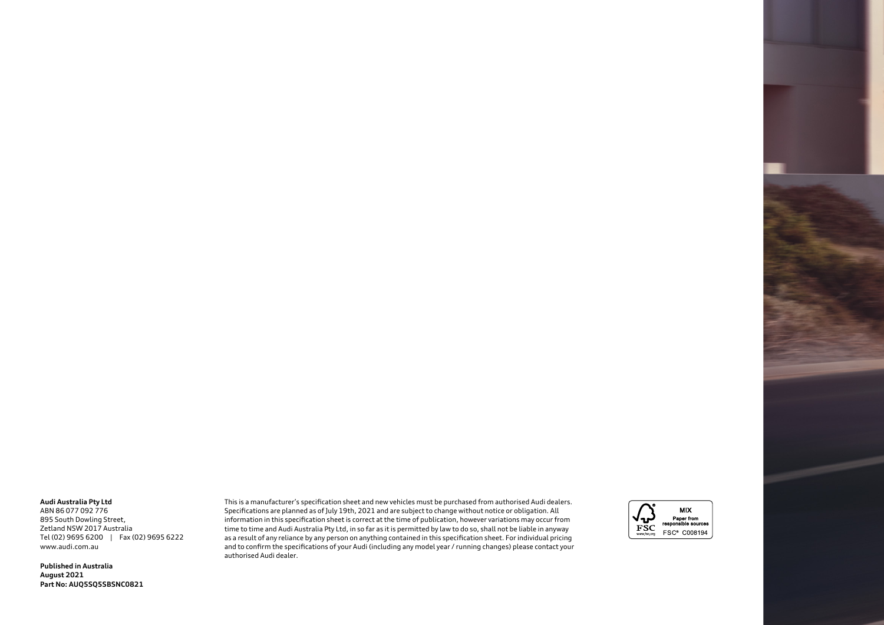**Audi Australia Pty Ltd**
ABN 86 077 092 776
895 South Dowling Street,
Zetland NSW 2017 Australia
Tel (02) 9695 6200 | Fax (02) 9695 6222
www.audi.com.au

**Published in Australia**
**August 2021**
**Part No: AUQ5SQ5SBSNC0821**

This is a manufacturer's specification sheet and new vehicles must be purchased from authorised Audi dealers. Specifications are planned as of July 19th, 2021 and are subject to change without notice or obligation. All information in this specification sheet is correct at the time of publication, however variations may occur from time to time and Audi Australia Pty Ltd, in so far as it is permitted by law to do so, shall not be liable in anyway as a result of any reliance by any person on anything contained in this specification sheet. For individual pricing and to confirm the specifications of your Audi (including any model year / running changes) please contact your authorised Audi dealer.

FSC www.fsc.org
MIX
Paper from responsible sources
FSC® C008194